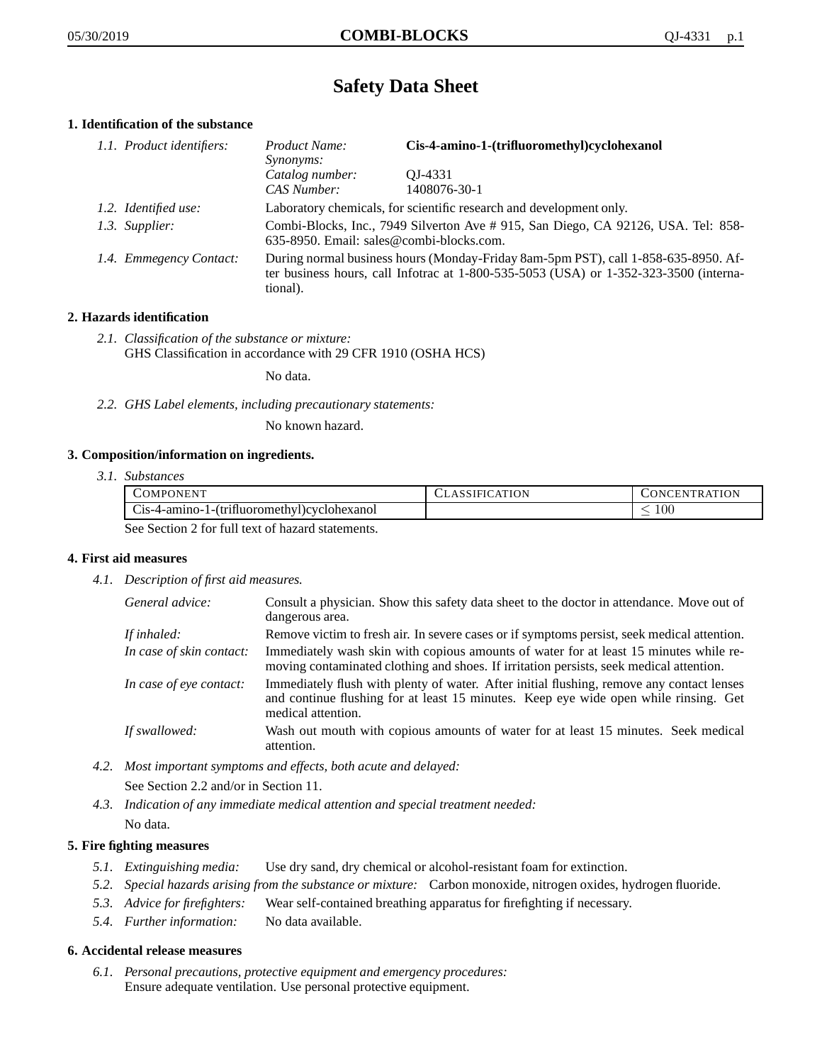# Safety Data Sheet

## 1. Identification of the substance

*1.1. Product identifiers:*

| | |
|---|---|
| *Product Name:* | **Cis-4-amino-1-(trifluoromethyl)cyclohexanol** |
| *Synonyms:* | |
| *Catalog number:* | QJ-4331 |
| *CAS Number:* | 1408076-30-1 |

*1.2. Identified use:* Laboratory chemicals, for scientific research and development only.

*1.3. Supplier:* Combi-Blocks, Inc., 7949 Silverton Ave # 915, San Diego, CA 92126, USA. Tel: 858-635-8950. Email: sales@combi-blocks.com.

*1.4. Emmegency Contact:* During normal business hours (Monday-Friday 8am-5pm PST), call 1-858-635-8950. After business hours, call Infotrac at 1-800-535-5053 (USA) or 1-352-323-3500 (international).

## 2. Hazards identification

*2.1. Classification of the substance or mixture:*
GHS Classification in accordance with 29 CFR 1910 (OSHA HCS)

No data.

*2.2. GHS Label elements, including precautionary statements:*

No known hazard.

## 3. Composition/information on ingredients.

*3.1. Substances*

| Component | Classification | Concentration |
|---|---|---|
| Cis-4-amino-1-(trifluoromethyl)cyclohexanol | | $\leq 100$ |

See Section 2 for full text of hazard statements.

## 4. First aid measures

*4.1. Description of first aid measures.*

*General advice:* Consult a physician. Show this safety data sheet to the doctor in attendance. Move out of dangerous area.

*If inhaled:* Remove victim to fresh air. In severe cases or if symptoms persist, seek medical attention.

*In case of skin contact:* Immediately wash skin with copious amounts of water for at least 15 minutes while removing contaminated clothing and shoes. If irritation persists, seek medical attention.

*In case of eye contact:* Immediately flush with plenty of water. After initial flushing, remove any contact lenses and continue flushing for at least 15 minutes. Keep eye wide open while rinsing. Get medical attention.

*If swallowed:* Wash out mouth with copious amounts of water for at least 15 minutes. Seek medical attention.

*4.2. Most important symptoms and effects, both acute and delayed:*
See Section 2.2 and/or in Section 11.

*4.3. Indication of any immediate medical attention and special treatment needed:*
No data.

## 5. Fire fighting measures

*5.1. Extinguishing media:* Use dry sand, dry chemical or alcohol-resistant foam for extinction.

*5.2. Special hazards arising from the substance or mixture:* Carbon monoxide, nitrogen oxides, hydrogen fluoride.

*5.3. Advice for firefighters:* Wear self-contained breathing apparatus for firefighting if necessary.

*5.4. Further information:* No data available.

## 6. Accidental release measures

*6.1. Personal precautions, protective equipment and emergency procedures:*
Ensure adequate ventilation. Use personal protective equipment.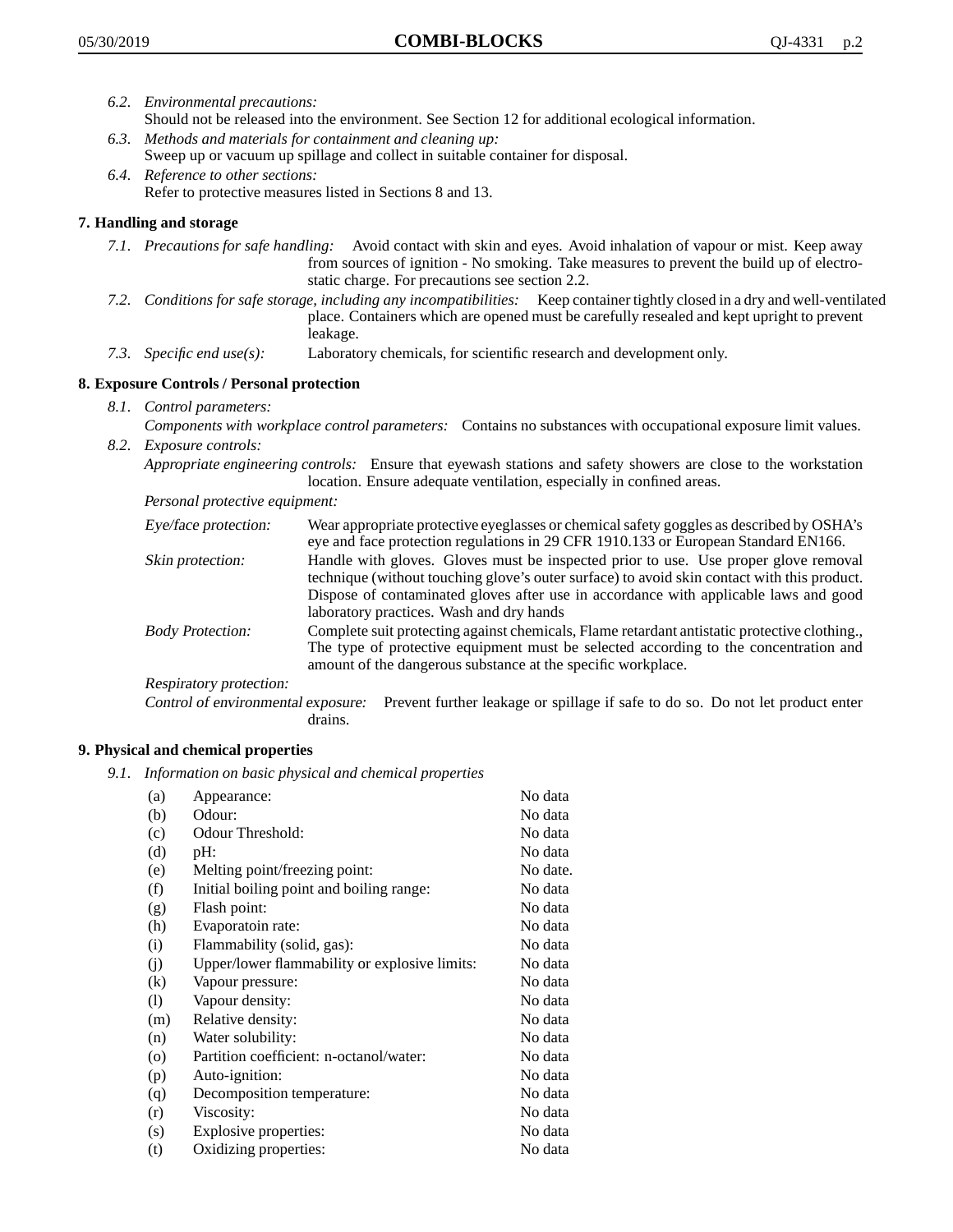*6.2. Environmental precautions:*
Should not be released into the environment. See Section 12 for additional ecological information.

*6.3. Methods and materials for containment and cleaning up:*
Sweep up or vacuum up spillage and collect in suitable container for disposal.

*6.4. Reference to other sections:*
Refer to protective measures listed in Sections 8 and 13.

## 7. Handling and storage

*7.1. Precautions for safe handling:* Avoid contact with skin and eyes. Avoid inhalation of vapour or mist. Keep away from sources of ignition - No smoking. Take measures to prevent the build up of electrostatic charge. For precautions see section 2.2.

*7.2. Conditions for safe storage, including any incompatibilities:* Keep container tightly closed in a dry and well-ventilated place. Containers which are opened must be carefully resealed and kept upright to prevent leakage.

*7.3. Specific end use(s):* Laboratory chemicals, for scientific research and development only.

## 8. Exposure Controls / Personal protection

*8.1. Control parameters:*
*Components with workplace control parameters:* Contains no substances with occupational exposure limit values.

*8.2. Exposure controls:*
*Appropriate engineering controls:* Ensure that eyewash stations and safety showers are close to the workstation location. Ensure adequate ventilation, especially in confined areas.

*Personal protective equipment:*

*Eye/face protection:* Wear appropriate protective eyeglasses or chemical safety goggles as described by OSHA's eye and face protection regulations in 29 CFR 1910.133 or European Standard EN166.

*Skin protection:* Handle with gloves. Gloves must be inspected prior to use. Use proper glove removal technique (without touching glove's outer surface) to avoid skin contact with this product. Dispose of contaminated gloves after use in accordance with applicable laws and good laboratory practices. Wash and dry hands

*Body Protection:* Complete suit protecting against chemicals, Flame retardant antistatic protective clothing., The type of protective equipment must be selected according to the concentration and amount of the dangerous substance at the specific workplace.

*Respiratory protection:*

*Control of environmental exposure:* Prevent further leakage or spillage if safe to do so. Do not let product enter drains.

## 9. Physical and chemical properties

*9.1. Information on basic physical and chemical properties*

| | | |
|---|---|---|
| (a) | Appearance: | No data |
| (b) | Odour: | No data |
| (c) | Odour Threshold: | No data |
| (d) | pH: | No data |
| (e) | Melting point/freezing point: | No date. |
| (f) | Initial boiling point and boiling range: | No data |
| (g) | Flash point: | No data |
| (h) | Evaporatoin rate: | No data |
| (i) | Flammability (solid, gas): | No data |
| (j) | Upper/lower flammability or explosive limits: | No data |
| (k) | Vapour pressure: | No data |
| (l) | Vapour density: | No data |
| (m) | Relative density: | No data |
| (n) | Water solubility: | No data |
| (o) | Partition coefficient: n-octanol/water: | No data |
| (p) | Auto-ignition: | No data |
| (q) | Decomposition temperature: | No data |
| (r) | Viscosity: | No data |
| (s) | Explosive properties: | No data |
| (t) | Oxidizing properties: | No data |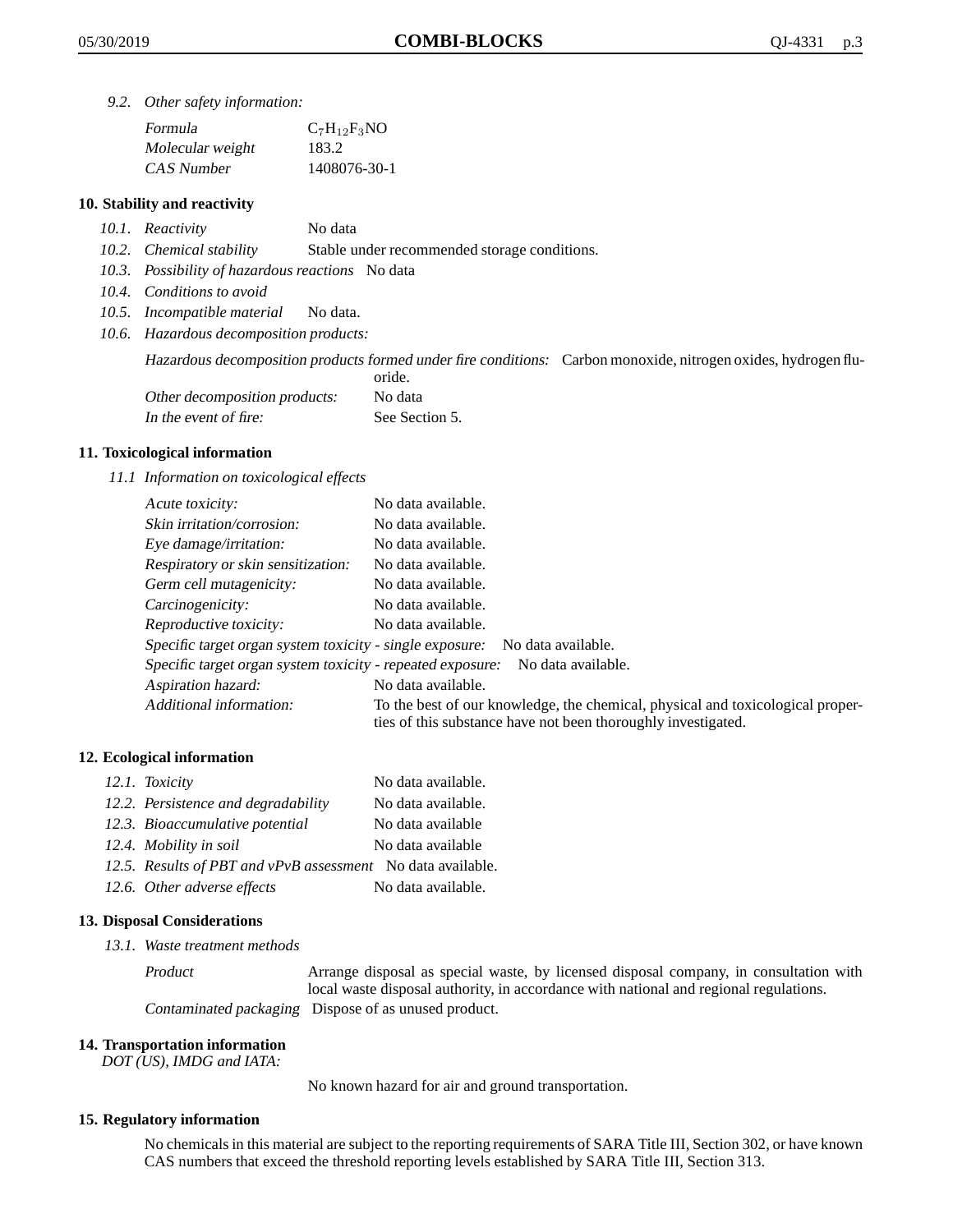*9.2. Other safety information:*

| | |
|---|---|
| *Formula* | $C_7H_{12}F_3NO$ |
| *Molecular weight* | 183.2 |
| *CAS Number* | 1408076-30-1 |

## 10. Stability and reactivity

*10.1. Reactivity* No data

*10.2. Chemical stability* Stable under recommended storage conditions.

*10.3. Possibility of hazardous reactions* No data

*10.4. Conditions to avoid*

*10.5. Incompatible material* No data.

*10.6. Hazardous decomposition products:*

*Hazardous decomposition products formed under fire conditions:* Carbon monoxide, nitrogen oxides, hydrogen fluoride.

*Other decomposition products:* No data

*In the event of fire:* See Section 5.

## 11. Toxicological information

*11.1 Information on toxicological effects*

| | |
|---|---|
| *Acute toxicity:* | No data available. |
| *Skin irritation/corrosion:* | No data available. |
| *Eye damage/irritation:* | No data available. |
| *Respiratory or skin sensitization:* | No data available. |
| *Germ cell mutagenicity:* | No data available. |
| *Carcinogenicity:* | No data available. |
| *Reproductive toxicity:* | No data available. |
| *Specific target organ system toxicity - single exposure:* | No data available. |
| *Specific target organ system toxicity - repeated exposure:* | No data available. |
| *Aspiration hazard:* | No data available. |
| *Additional information:* | To the best of our knowledge, the chemical, physical and toxicological properties of this substance have not been thoroughly investigated. |

## 12. Ecological information

| | |
|---|---|
| *12.1. Toxicity* | No data available. |
| *12.2. Persistence and degradability* | No data available. |
| *12.3. Bioaccumulative potential* | No data available |
| *12.4. Mobility in soil* | No data available |
| *12.5. Results of PBT and vPvB assessment* | No data available. |
| *12.6. Other adverse effects* | No data available. |

## 13. Disposal Considerations

*13.1. Waste treatment methods*

*Product* Arrange disposal as special waste, by licensed disposal company, in consultation with local waste disposal authority, in accordance with national and regional regulations.

*Contaminated packaging* Dispose of as unused product.

## 14. Transportation information

*DOT (US), IMDG and IATA:*

No known hazard for air and ground transportation.

## 15. Regulatory information

No chemicals in this material are subject to the reporting requirements of SARA Title III, Section 302, or have known CAS numbers that exceed the threshold reporting levels established by SARA Title III, Section 313.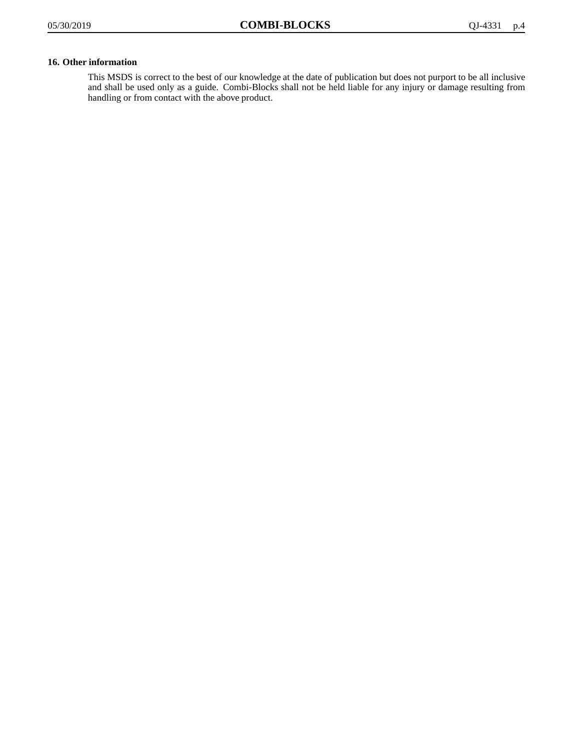## 16. Other information

This MSDS is correct to the best of our knowledge at the date of publication but does not purport to be all inclusive and shall be used only as a guide. Combi-Blocks shall not be held liable for any injury or damage resulting from handling or from contact with the above product.